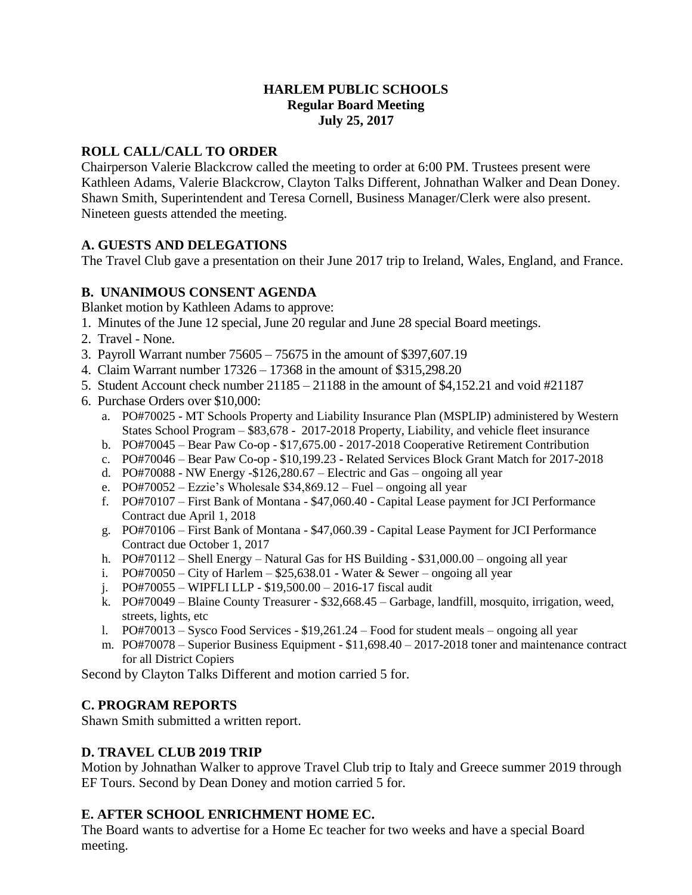# HARLEM PUBLIC SCHOOLS
## Regular Board Meeting
## July 25, 2017

### ROLL CALL/CALL TO ORDER

Chairperson Valerie Blackcrow called the meeting to order at 6:00 PM. Trustees present were Kathleen Adams, Valerie Blackcrow, Clayton Talks Different, Johnathan Walker and Dean Doney. Shawn Smith, Superintendent and Teresa Cornell, Business Manager/Clerk were also present. Nineteen guests attended the meeting.

### A. GUESTS AND DELEGATIONS

The Travel Club gave a presentation on their June 2017 trip to Ireland, Wales, England, and France.

### B. UNANIMOUS CONSENT AGENDA

Blanket motion by Kathleen Adams to approve:

1. Minutes of the June 12 special, June 20 regular and June 28 special Board meetings.
2. Travel - None.
3. Payroll Warrant number 75605 – 75675 in the amount of $397,607.19
4. Claim Warrant number 17326 – 17368 in the amount of $315,298.20
5. Student Account check number 21185 – 21188 in the amount of $4,152.21 and void #21187
6. Purchase Orders over $10,000:
   a. PO#70025 - MT Schools Property and Liability Insurance Plan (MSPLIP) administered by Western States School Program – $83,678 - 2017-2018 Property, Liability, and vehicle fleet insurance
   b. PO#70045 – Bear Paw Co-op - $17,675.00 - 2017-2018 Cooperative Retirement Contribution
   c. PO#70046 – Bear Paw Co-op - $10,199.23 - Related Services Block Grant Match for 2017-2018
   d. PO#70088 - NW Energy -$126,280.67 – Electric and Gas – ongoing all year
   e. PO#70052 – Ezzie's Wholesale $34,869.12 – Fuel – ongoing all year
   f. PO#70107 – First Bank of Montana - $47,060.40 - Capital Lease payment for JCI Performance Contract due April 1, 2018
   g. PO#70106 – First Bank of Montana - $47,060.39 - Capital Lease Payment for JCI Performance Contract due October 1, 2017
   h. PO#70112 – Shell Energy – Natural Gas for HS Building - $31,000.00 – ongoing all year
   i. PO#70050 – City of Harlem – $25,638.01 - Water & Sewer – ongoing all year
   j. PO#70055 – WIPFLI LLP - $19,500.00 – 2016-17 fiscal audit
   k. PO#70049 – Blaine County Treasurer - $32,668.45 – Garbage, landfill, mosquito, irrigation, weed, streets, lights, etc
   l. PO#70013 – Sysco Food Services - $19,261.24 – Food for student meals – ongoing all year
   m. PO#70078 – Superior Business Equipment - $11,698.40 – 2017-2018 toner and maintenance contract for all District Copiers

Second by Clayton Talks Different and motion carried 5 for.

### C. PROGRAM REPORTS

Shawn Smith submitted a written report.

### D. TRAVEL CLUB 2019 TRIP

Motion by Johnathan Walker to approve Travel Club trip to Italy and Greece summer 2019 through EF Tours. Second by Dean Doney and motion carried 5 for.

### E. AFTER SCHOOL ENRICHMENT HOME EC.

The Board wants to advertise for a Home Ec teacher for two weeks and have a special Board meeting.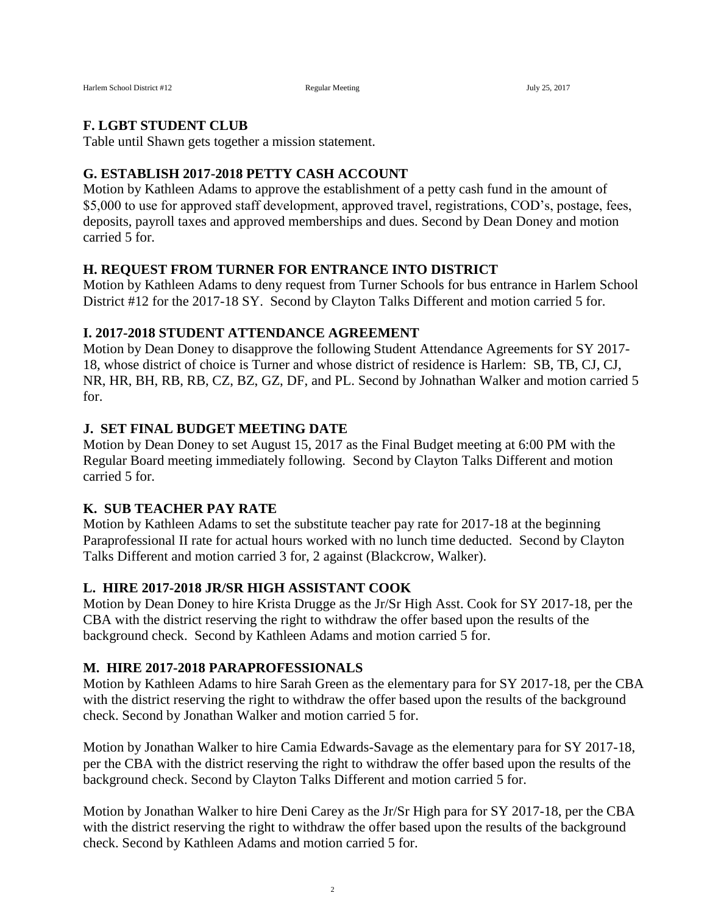### F. LGBT STUDENT CLUB

Table until Shawn gets together a mission statement.

### G. ESTABLISH 2017-2018 PETTY CASH ACCOUNT

Motion by Kathleen Adams to approve the establishment of a petty cash fund in the amount of $5,000 to use for approved staff development, approved travel, registrations, COD's, postage, fees, deposits, payroll taxes and approved memberships and dues. Second by Dean Doney and motion carried 5 for.

### H. REQUEST FROM TURNER FOR ENTRANCE INTO DISTRICT

Motion by Kathleen Adams to deny request from Turner Schools for bus entrance in Harlem School District #12 for the 2017-18 SY. Second by Clayton Talks Different and motion carried 5 for.

### I. 2017-2018 STUDENT ATTENDANCE AGREEMENT

Motion by Dean Doney to disapprove the following Student Attendance Agreements for SY 2017-18, whose district of choice is Turner and whose district of residence is Harlem: SB, TB, CJ, CJ, NR, HR, BH, RB, RB, CZ, BZ, GZ, DF, and PL. Second by Johnathan Walker and motion carried 5 for.

### J. SET FINAL BUDGET MEETING DATE

Motion by Dean Doney to set August 15, 2017 as the Final Budget meeting at 6:00 PM with the Regular Board meeting immediately following. Second by Clayton Talks Different and motion carried 5 for.

### K. SUB TEACHER PAY RATE

Motion by Kathleen Adams to set the substitute teacher pay rate for 2017-18 at the beginning Paraprofessional II rate for actual hours worked with no lunch time deducted. Second by Clayton Talks Different and motion carried 3 for, 2 against (Blackcrow, Walker).

### L. HIRE 2017-2018 JR/SR HIGH ASSISTANT COOK

Motion by Dean Doney to hire Krista Drugge as the Jr/Sr High Asst. Cook for SY 2017-18, per the CBA with the district reserving the right to withdraw the offer based upon the results of the background check. Second by Kathleen Adams and motion carried 5 for.

### M. HIRE 2017-2018 PARAPROFESSIONALS

Motion by Kathleen Adams to hire Sarah Green as the elementary para for SY 2017-18, per the CBA with the district reserving the right to withdraw the offer based upon the results of the background check. Second by Jonathan Walker and motion carried 5 for.

Motion by Jonathan Walker to hire Camia Edwards-Savage as the elementary para for SY 2017-18, per the CBA with the district reserving the right to withdraw the offer based upon the results of the background check. Second by Clayton Talks Different and motion carried 5 for.

Motion by Jonathan Walker to hire Deni Carey as the Jr/Sr High para for SY 2017-18, per the CBA with the district reserving the right to withdraw the offer based upon the results of the background check. Second by Kathleen Adams and motion carried 5 for.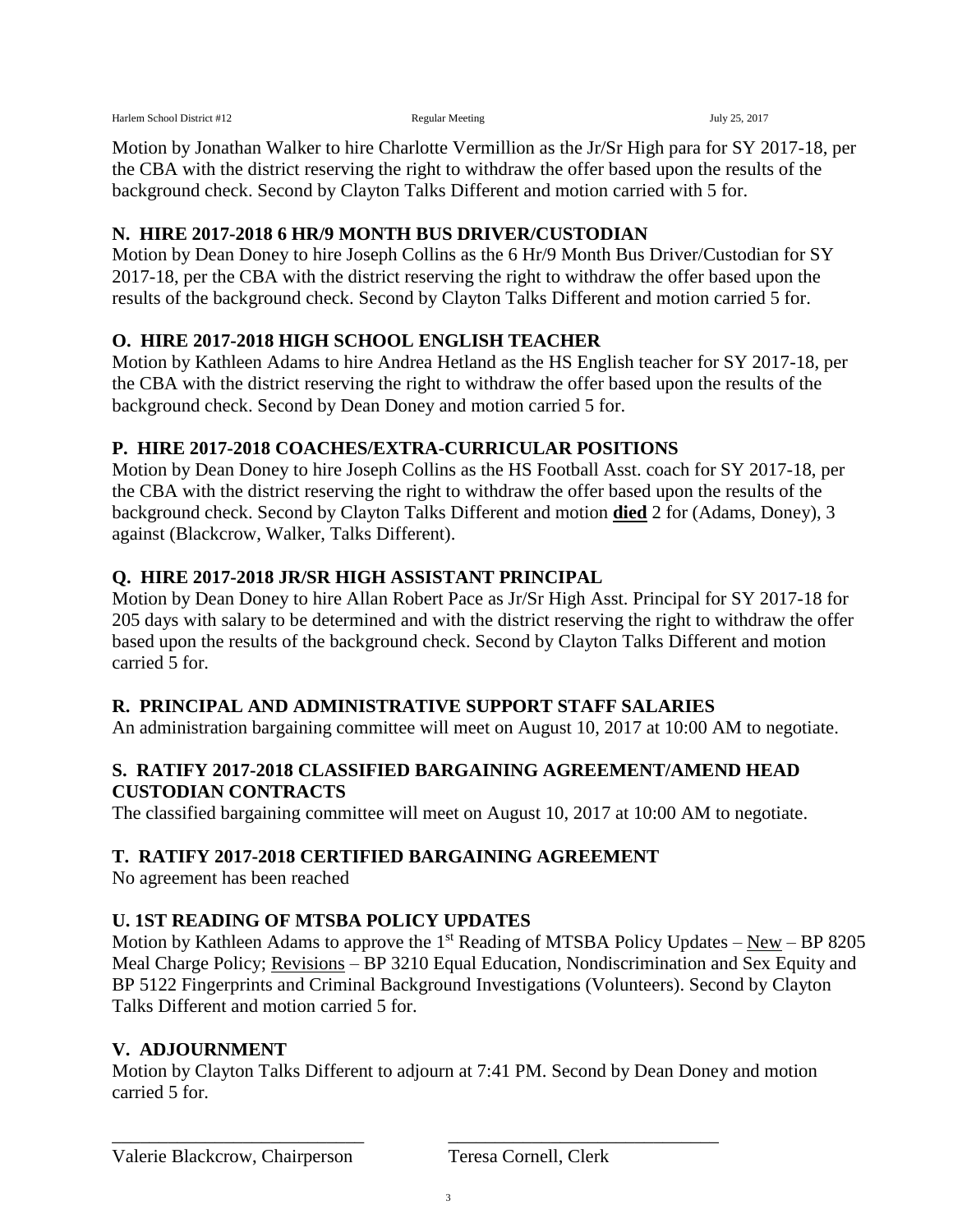Motion by Jonathan Walker to hire Charlotte Vermillion as the Jr/Sr High para for SY 2017-18, per the CBA with the district reserving the right to withdraw the offer based upon the results of the background check. Second by Clayton Talks Different and motion carried with 5 for.

## N. HIRE 2017-2018 6 HR/9 MONTH BUS DRIVER/CUSTODIAN

Motion by Dean Doney to hire Joseph Collins as the 6 Hr/9 Month Bus Driver/Custodian for SY 2017-18, per the CBA with the district reserving the right to withdraw the offer based upon the results of the background check. Second by Clayton Talks Different and motion carried 5 for.

## O. HIRE 2017-2018 HIGH SCHOOL ENGLISH TEACHER

Motion by Kathleen Adams to hire Andrea Hetland as the HS English teacher for SY 2017-18, per the CBA with the district reserving the right to withdraw the offer based upon the results of the background check. Second by Dean Doney and motion carried 5 for.

## P. HIRE 2017-2018 COACHES/EXTRA-CURRICULAR POSITIONS

Motion by Dean Doney to hire Joseph Collins as the HS Football Asst. coach for SY 2017-18, per the CBA with the district reserving the right to withdraw the offer based upon the results of the background check. Second by Clayton Talks Different and motion **died** 2 for (Adams, Doney), 3 against (Blackcrow, Walker, Talks Different).

## Q. HIRE 2017-2018 JR/SR HIGH ASSISTANT PRINCIPAL

Motion by Dean Doney to hire Allan Robert Pace as Jr/Sr High Asst. Principal for SY 2017-18 for 205 days with salary to be determined and with the district reserving the right to withdraw the offer based upon the results of the background check. Second by Clayton Talks Different and motion carried 5 for.

## R. PRINCIPAL AND ADMINISTRATIVE SUPPORT STAFF SALARIES

An administration bargaining committee will meet on August 10, 2017 at 10:00 AM to negotiate.

## S. RATIFY 2017-2018 CLASSIFIED BARGAINING AGREEMENT/AMEND HEAD CUSTODIAN CONTRACTS

The classified bargaining committee will meet on August 10, 2017 at 10:00 AM to negotiate.

## T. RATIFY 2017-2018 CERTIFIED BARGAINING AGREEMENT

No agreement has been reached

## U. 1ST READING OF MTSBA POLICY UPDATES

Motion by Kathleen Adams to approve the 1st Reading of MTSBA Policy Updates – New – BP 8205 Meal Charge Policy; Revisions – BP 3210 Equal Education, Nondiscrimination and Sex Equity and BP 5122 Fingerprints and Criminal Background Investigations (Volunteers). Second by Clayton Talks Different and motion carried 5 for.

## V. ADJOURNMENT

Motion by Clayton Talks Different to adjourn at 7:41 PM. Second by Dean Doney and motion carried 5 for.

\_\_\_\_\_\_\_\_\_\_\_\_\_\_\_\_\_\_\_\_\_\_\_\_\_\_\_\_ \_\_\_\_\_\_\_\_\_\_\_\_\_\_\_\_\_\_\_\_\_\_\_\_\_\_\_\_\_\_

Valerie Blackcrow, Chairperson Teresa Cornell, Clerk